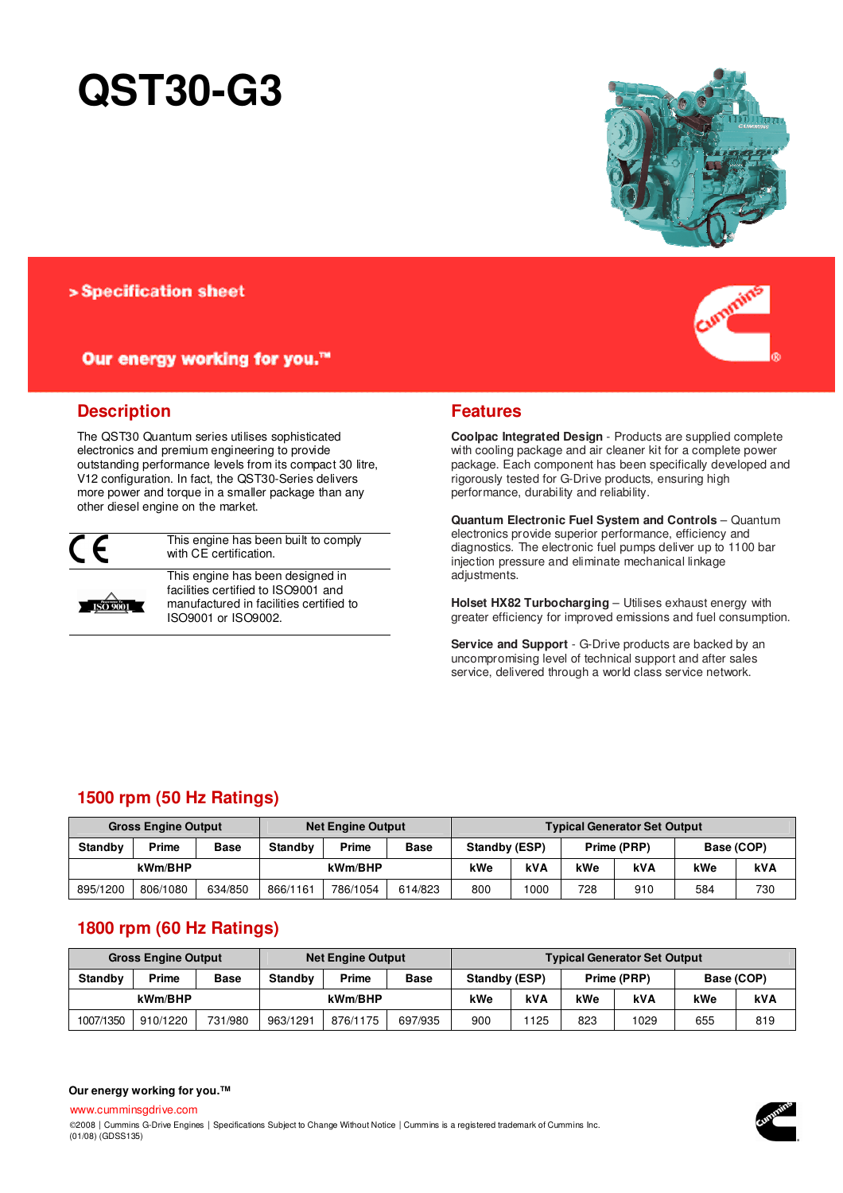# QST30-G3

> Specification sheet

Our energy working for you.™

## Description

The QST30 Quantum series utilises sophisticated electronics and premium engineering to provide outstanding performance levels from its compact 30 litre, V12 configuration. In fact, the QST30-Series delivers more power and torque in a smaller package than any other diesel engine on the market.

| | |
|---|---|
| CE | This engine has been built to comply with CE certification. |
| ISO 9001 | This engine has been designed in facilities certified to ISO9001 and manufactured in facilities certified to ISO9001 or ISO9002. |

## Features

**Coolpac Integrated Design** - Products are supplied complete with cooling package and air cleaner kit for a complete power package. Each component has been specifically developed and rigorously tested for G-Drive products, ensuring high performance, durability and reliability.

**Quantum Electronic Fuel System and Controls** – Quantum electronics provide superior performance, efficiency and diagnostics. The electronic fuel pumps deliver up to 1100 bar injection pressure and eliminate mechanical linkage adjustments.

**Holset HX82 Turbocharging** – Utilises exhaust energy with greater efficiency for improved emissions and fuel consumption.

**Service and Support** - G-Drive products are backed by an uncompromising level of technical support and after sales service, delivered through a world class service network.

## 1500 rpm (50 Hz Ratings)

| Gross Engine Output | | | Net Engine Output | | | Typical Generator Set Output | | | | | |
|---|---|---|---|---|---|---|---|---|---|---|---|
| Standby | Prime | Base | Standby | Prime | Base | Standby (ESP) | | Prime (PRP) | | Base (COP) | |
| kWm/BHP | | | kWm/BHP | | | kWe | kVA | kWe | kVA | kWe | kVA |
| 895/1200 | 806/1080 | 634/850 | 866/1161 | 786/1054 | 614/823 | 800 | 1000 | 728 | 910 | 584 | 730 |

## 1800 rpm (60 Hz Ratings)

| Gross Engine Output | | | Net Engine Output | | | Typical Generator Set Output | | | | | |
|---|---|---|---|---|---|---|---|---|---|---|---|
| Standby | Prime | Base | Standby | Prime | Base | Standby (ESP) | | Prime (PRP) | | Base (COP) | |
| kWm/BHP | | | kWm/BHP | | | kWe | kVA | kWe | kVA | kWe | kVA |
| 1007/1350 | 910/1220 | 731/980 | 963/1291 | 876/1175 | 697/935 | 900 | 1125 | 823 | 1029 | 655 | 819 |

**Our energy working for you.™**

www.cumminsgdrive.com

©2008 | Cummins G-Drive Engines | Specifications Subject to Change Without Notice | Cummins is a registered trademark of Cummins Inc.
(01/08) (GDSS135)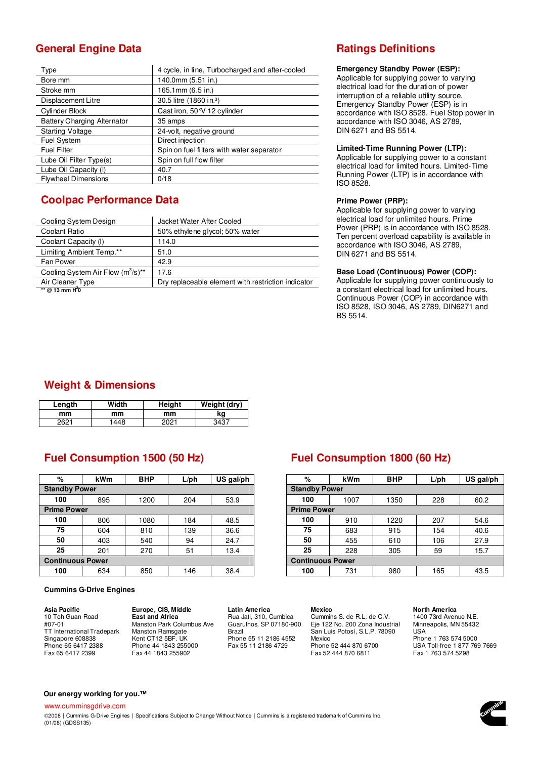## General Engine Data

| | |
|---|---|
| Type | 4 cycle, in line, Turbocharged and after-cooled |
| Bore mm | 140.0mm (5.51 in.) |
| Stroke mm | 165.1mm (6.5 in.) |
| Displacement Litre | 30.5 litre (1860 in.³) |
| Cylinder Block | Cast iron, 50°V 12 cylinder |
| Battery Charging Alternator | 35 amps |
| Starting Voltage | 24-volt, negative ground |
| Fuel System | Direct injection |
| Fuel Filter | Spin on fuel filters with water separator |
| Lube Oil Filter Type(s) | Spin on full flow filter |
| Lube Oil Capacity (l) | 40.7 |
| Flywheel Dimensions | 0/18 |

## Coolpac Performance Data

| | |
|---|---|
| Cooling System Design | Jacket Water After Cooled |
| Coolant Ratio | 50% ethylene glycol; 50% water |
| Coolant Capacity (l) | 114.0 |
| Limiting Ambient Temp.** | 51.0 |
| Fan Power | 42.9 |
| Cooling System Air Flow ($m^3$/s)** | 17.6 |
| Air Cleaner Type | Dry replaceable element with restriction indicator |

** @ 13 mm $H_2O$

## Ratings Definitions

**Emergency Standby Power (ESP):**
Applicable for supplying power to varying electrical load for the duration of power interruption of a reliable utility source. Emergency Standby Power (ESP) is in accordance with ISO 8528. Fuel Stop power in accordance with ISO 3046, AS 2789, DIN 6271 and BS 5514.

**Limited-Time Running Power (LTP):**
Applicable for supplying power to a constant electrical load for limited hours. Limited-Time Running Power (LTP) is in accordance with ISO 8528.

**Prime Power (PRP):**
Applicable for supplying power to varying electrical load for unlimited hours. Prime Power (PRP) is in accordance with ISO 8528. Ten percent overload capability is available in accordance with ISO 3046, AS 2789, DIN 6271 and BS 5514.

**Base Load (Continuous) Power (COP):**
Applicable for supplying power continuously to a constant electrical load for unlimited hours. Continuous Power (COP) in accordance with ISO 8528, ISO 3046, AS 2789, DIN6271 and BS 5514.

## Weight & Dimensions

| Length | Width | Height | Weight (dry) |
|---|---|---|---|
| mm | mm | mm | kg |
| 2621 | 1448 | 2021 | 3437 |

## Fuel Consumption 1500 (50 Hz)

| % | kWm | BHP | L/ph | US gal/ph |
|---|---|---|---|---|
| **Standby Power** | | | | |
| **100** | 895 | 1200 | 204 | 53.9 |
| **Prime Power** | | | | |
| **100** | 806 | 1080 | 184 | 48.5 |
| **75** | 604 | 810 | 139 | 36.6 |
| **50** | 403 | 540 | 94 | 24.7 |
| **25** | 201 | 270 | 51 | 13.4 |
| **Continuous Power** | | | | |
| **100** | 634 | 850 | 146 | 38.4 |

## Fuel Consumption 1800 (60 Hz)

| % | kWm | BHP | L/ph | US gal/ph |
|---|---|---|---|---|
| **Standby Power** | | | | |
| **100** | 1007 | 1350 | 228 | 60.2 |
| **Prime Power** | | | | |
| **100** | 910 | 1220 | 207 | 54.6 |
| **75** | 683 | 915 | 154 | 40.6 |
| **50** | 455 | 610 | 106 | 27.9 |
| **25** | 228 | 305 | 59 | 15.7 |
| **Continuous Power** | | | | |
| **100** | 731 | 980 | 165 | 43.5 |

**Cummins G-Drive Engines**

**Asia Pacific**
10 Toh Guan Road
#07-01
TT International Tradepark
Singapore 608838
Phone 65 6417 2388
Fax 65 6417 2399

**Europe, CIS, Middle East and Africa**
Manston Park Columbus Ave
Manston Ramsgate
Kent CT12 5BF. UK
Phone 44 1843 255000
Fax 44 1843 255902

**Latin America**
Rua Jati, 310, Cumbica
Guarulhos, SP 07180-900
Brazil
Phone 55 11 2186 4552
Fax 55 11 2186 4729

**Mexico**
Cummins S. de R.L. de C.V.
Eje 122 No. 200 Zona Industrial
San Luis Potosí, S.L.P. 78090
Mexico
Phone 52 444 870 6700
Fax 52 444 870 6811

**North America**
1400 73rd Avenue N.E.
Minneapolis, MN 55432
USA
Phone 1 763 574 5000
USA Toll-free 1 877 769 7669
Fax 1 763 574 5298

**Our energy working for you.™**

www.cumminsgdrive.com

©2008 | Cummins G-Drive Engines | Specifications Subject to Change Without Notice | Cummins is a registered trademark of Cummins Inc.
(01/08) (GDSS135)